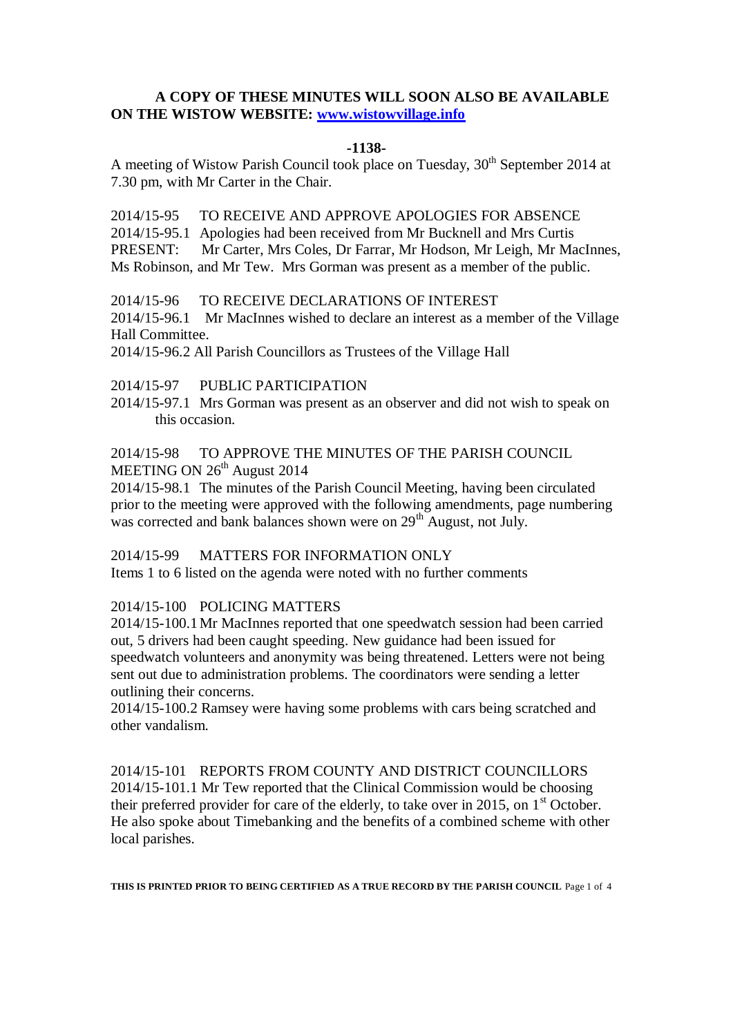**A COPY OF THESE MINUTES WILL SOON ALSO BE AVAILABLE ON THE WISTOW WEBSITE: [www.wistowvillage.info](http://www.wistowvillage.info)**

**-1138-**

A meeting of Wistow Parish Council took place on Tuesday, 30th September 2014 at 7.30 pm, with Mr Carter in the Chair.

2014/15-95 TO RECEIVE AND APPROVE APOLOGIES FOR ABSENCE

2014/15-95.1 Apologies had been received from Mr Bucknell and Mrs Curtis

PRESENT: Mr Carter, Mrs Coles, Dr Farrar, Mr Hodson, Mr Leigh, Mr MacInnes, Ms Robinson, and Mr Tew. Mrs Gorman was present as a member of the public.

2014/15-96 TO RECEIVE DECLARATIONS OF INTEREST

2014/15-96.1 Mr MacInnes wished to declare an interest as a member of the Village Hall Committee.

2014/15-96.2 All Parish Councillors as Trustees of the Village Hall

2014/15-97 PUBLIC PARTICIPATION

2014/15-97.1 Mrs Gorman was present as an observer and did not wish to speak on this occasion.

2014/15-98 TO APPROVE THE MINUTES OF THE PARISH COUNCIL MEETING ON 26th August 2014

2014/15-98.1 The minutes of the Parish Council Meeting, having been circulated prior to the meeting were approved with the following amendments, page numbering was corrected and bank balances shown were on 29th August, not July.

2014/15-99 MATTERS FOR INFORMATION ONLY

Items 1 to 6 listed on the agenda were noted with no further comments

2014/15-100 POLICING MATTERS

2014/15-100.1 Mr MacInnes reported that one speedwatch session had been carried out, 5 drivers had been caught speeding. New guidance had been issued for speedwatch volunteers and anonymity was being threatened. Letters were not being sent out due to administration problems. The coordinators were sending a letter outlining their concerns.

2014/15-100.2 Ramsey were having some problems with cars being scratched and other vandalism.

2014/15-101 REPORTS FROM COUNTY AND DISTRICT COUNCILLORS

2014/15-101.1 Mr Tew reported that the Clinical Commission would be choosing their preferred provider for care of the elderly, to take over in 2015, on 1st October. He also spoke about Timebanking and the benefits of a combined scheme with other local parishes.

**THIS IS PRINTED PRIOR TO BEING CERTIFIED AS A TRUE RECORD BY THE PARISH COUNCIL**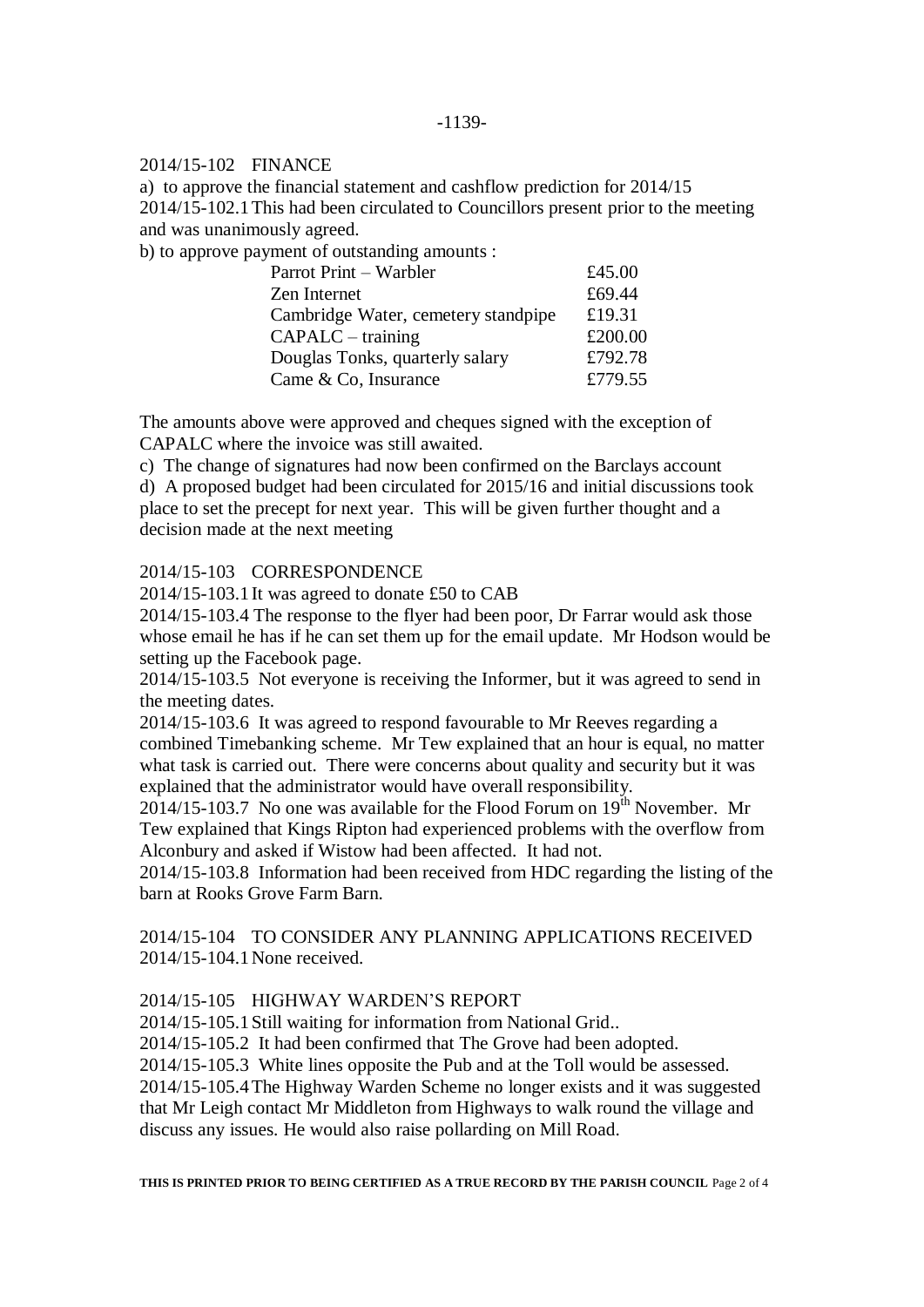2014/15-102 FINANCE

a) to approve the financial statement and cashflow prediction for 2014/15

2014/15-102.1 This had been circulated to Councillors present prior to the meeting and was unanimously agreed.

b) to approve payment of outstanding amounts :

| | |
|---|---|
| Parrot Print – Warbler | £45.00 |
| Zen Internet | £69.44 |
| Cambridge Water, cemetery standpipe | £19.31 |
| CAPALC – training | £200.00 |
| Douglas Tonks, quarterly salary | £792.78 |
| Came & Co, Insurance | £779.55 |

The amounts above were approved and cheques signed with the exception of CAPALC where the invoice was still awaited.

c) The change of signatures had now been confirmed on the Barclays account

d) A proposed budget had been circulated for 2015/16 and initial discussions took place to set the precept for next year. This will be given further thought and a decision made at the next meeting

2014/15-103 CORRESPONDENCE

2014/15-103.1 It was agreed to donate £50 to CAB

2014/15-103.4 The response to the flyer had been poor, Dr Farrar would ask those whose email he has if he can set them up for the email update. Mr Hodson would be setting up the Facebook page.

2014/15-103.5 Not everyone is receiving the Informer, but it was agreed to send in the meeting dates.

2014/15-103.6 It was agreed to respond favourable to Mr Reeves regarding a combined Timebanking scheme. Mr Tew explained that an hour is equal, no matter what task is carried out. There were concerns about quality and security but it was explained that the administrator would have overall responsibility.

2014/15-103.7 No one was available for the Flood Forum on 19th November. Mr Tew explained that Kings Ripton had experienced problems with the overflow from Alconbury and asked if Wistow had been affected. It had not.

2014/15-103.8 Information had been received from HDC regarding the listing of the barn at Rooks Grove Farm Barn.

2014/15-104 TO CONSIDER ANY PLANNING APPLICATIONS RECEIVED

2014/15-104.1 None received.

2014/15-105 HIGHWAY WARDEN'S REPORT

2014/15-105.1 Still waiting for information from National Grid..

2014/15-105.2 It had been confirmed that The Grove had been adopted.

2014/15-105.3 White lines opposite the Pub and at the Toll would be assessed.

2014/15-105.4 The Highway Warden Scheme no longer exists and it was suggested that Mr Leigh contact Mr Middleton from Highways to walk round the village and discuss any issues. He would also raise pollarding on Mill Road.

**THIS IS PRINTED PRIOR TO BEING CERTIFIED AS A TRUE RECORD BY THE PARISH COUNCIL**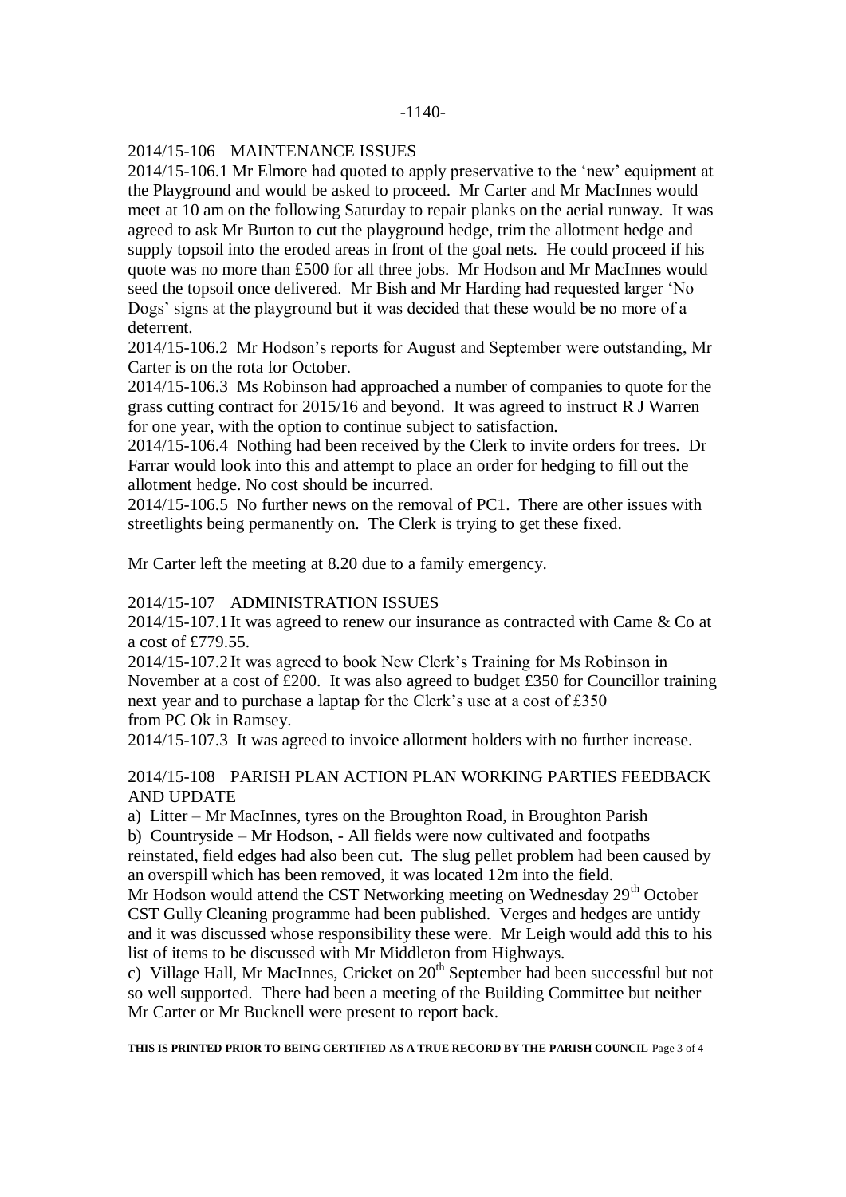2014/15-106 MAINTENANCE ISSUES

2014/15-106.1 Mr Elmore had quoted to apply preservative to the 'new' equipment at the Playground and would be asked to proceed. Mr Carter and Mr MacInnes would meet at 10 am on the following Saturday to repair planks on the aerial runway. It was agreed to ask Mr Burton to cut the playground hedge, trim the allotment hedge and supply topsoil into the eroded areas in front of the goal nets. He could proceed if his quote was no more than £500 for all three jobs. Mr Hodson and Mr MacInnes would seed the topsoil once delivered. Mr Bish and Mr Harding had requested larger 'No Dogs' signs at the playground but it was decided that these would be no more of a deterrent.

2014/15-106.2 Mr Hodson's reports for August and September were outstanding, Mr Carter is on the rota for October.

2014/15-106.3 Ms Robinson had approached a number of companies to quote for the grass cutting contract for 2015/16 and beyond. It was agreed to instruct R J Warren for one year, with the option to continue subject to satisfaction.

2014/15-106.4 Nothing had been received by the Clerk to invite orders for trees. Dr Farrar would look into this and attempt to place an order for hedging to fill out the allotment hedge. No cost should be incurred.

2014/15-106.5 No further news on the removal of PC1. There are other issues with streetlights being permanently on. The Clerk is trying to get these fixed.

Mr Carter left the meeting at 8.20 due to a family emergency.

2014/15-107 ADMINISTRATION ISSUES

2014/15-107.1 It was agreed to renew our insurance as contracted with Came & Co at a cost of £779.55.

2014/15-107.2 It was agreed to book New Clerk's Training for Ms Robinson in November at a cost of £200. It was also agreed to budget £350 for Councillor training next year and to purchase a laptap for the Clerk's use at a cost of £350 from PC Ok in Ramsey.

2014/15-107.3 It was agreed to invoice allotment holders with no further increase.

2014/15-108 PARISH PLAN ACTION PLAN WORKING PARTIES FEEDBACK AND UPDATE

a) Litter – Mr MacInnes, tyres on the Broughton Road, in Broughton Parish

b) Countryside – Mr Hodson, - All fields were now cultivated and footpaths reinstated, field edges had also been cut. The slug pellet problem had been caused by an overspill which has been removed, it was located 12m into the field.
Mr Hodson would attend the CST Networking meeting on Wednesday 29th October CST Gully Cleaning programme had been published. Verges and hedges are untidy and it was discussed whose responsibility these were. Mr Leigh would add this to his list of items to be discussed with Mr Middleton from Highways.

c) Village Hall, Mr MacInnes, Cricket on 20th September had been successful but not so well supported. There had been a meeting of the Building Committee but neither Mr Carter or Mr Bucknell were present to report back.

**THIS IS PRINTED PRIOR TO BEING CERTIFIED AS A TRUE RECORD BY THE PARISH COUNCIL**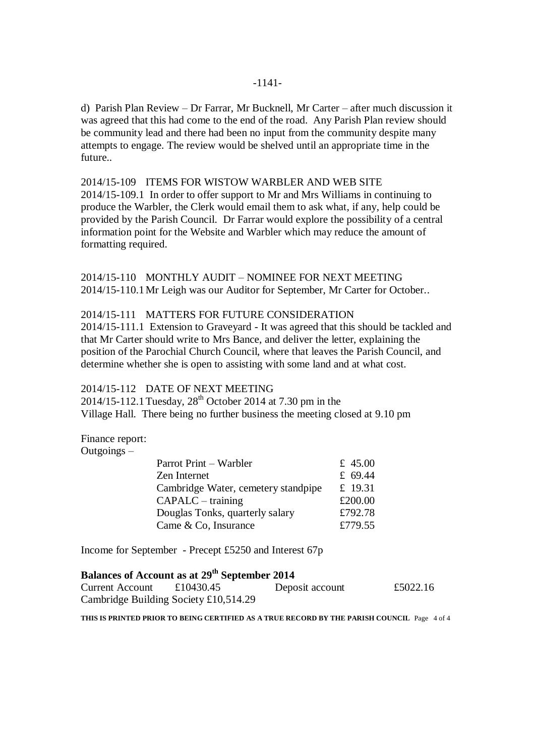d) Parish Plan Review – Dr Farrar, Mr Bucknell, Mr Carter – after much discussion it was agreed that this had come to the end of the road. Any Parish Plan review should be community lead and there had been no input from the community despite many attempts to engage. The review would be shelved until an appropriate time in the future..

2014/15-109 ITEMS FOR WISTOW WARBLER AND WEB SITE

2014/15-109.1 In order to offer support to Mr and Mrs Williams in continuing to produce the Warbler, the Clerk would email them to ask what, if any, help could be provided by the Parish Council. Dr Farrar would explore the possibility of a central information point for the Website and Warbler which may reduce the amount of formatting required.

2014/15-110 MONTHLY AUDIT – NOMINEE FOR NEXT MEETING

2014/15-110.1 Mr Leigh was our Auditor for September, Mr Carter for October..

2014/15-111 MATTERS FOR FUTURE CONSIDERATION

2014/15-111.1 Extension to Graveyard - It was agreed that this should be tackled and that Mr Carter should write to Mrs Bance, and deliver the letter, explaining the position of the Parochial Church Council, where that leaves the Parish Council, and determine whether she is open to assisting with some land and at what cost.

2014/15-112 DATE OF NEXT MEETING

2014/15-112.1 Tuesday, 28th October 2014 at 7.30 pm in the Village Hall. There being no further business the meeting closed at 9.10 pm

Finance report:

Outgoings –

| | |
|---|---|
| Parrot Print – Warbler | £ 45.00 |
| Zen Internet | £ 69.44 |
| Cambridge Water, cemetery standpipe | £ 19.31 |
| CAPALC – training | £200.00 |
| Douglas Tonks, quarterly salary | £792.78 |
| Came & Co, Insurance | £779.55 |

Income for September - Precept £5250 and Interest 67p

**Balances of Account as at 29th September 2014**

Current Account £10430.45 Deposit account £5022.16

Cambridge Building Society £10,514.29

**THIS IS PRINTED PRIOR TO BEING CERTIFIED AS A TRUE RECORD BY THE PARISH COUNCIL**